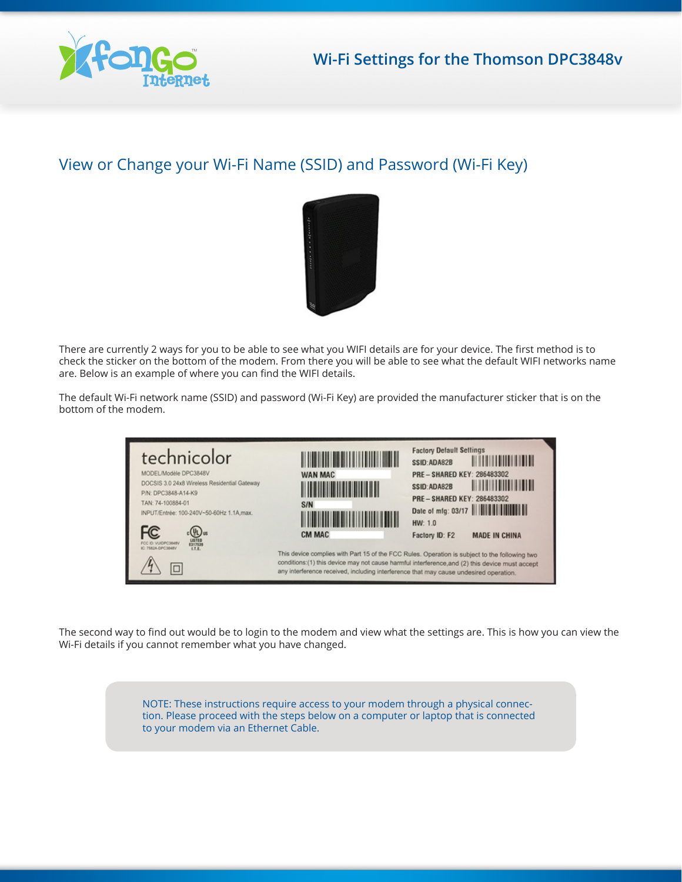# Wi-Fi Settings for the Thomson DPC3848v

## View or Change your Wi-Fi Name (SSID) and Password (Wi-Fi Key)

There are currently 2 ways for you to be able to see what you WIFI details are for your device. The first method is to check the sticker on the bottom of the modem. From there you will be able to see what the default WIFI networks name are. Below is an example of where you can find the WIFI details.

The default Wi-Fi network name (SSID) and password (Wi-Fi Key) are provided the manufacturer sticker that is on the bottom of the modem.

The second way to find out would be to login to the modem and view what the settings are. This is how you can view the Wi-Fi details if you cannot remember what you have changed.

> NOTE: These instructions require access to your modem through a physical connection. Please proceed with the steps below on a computer or laptop that is connected to your modem via an Ethernet Cable.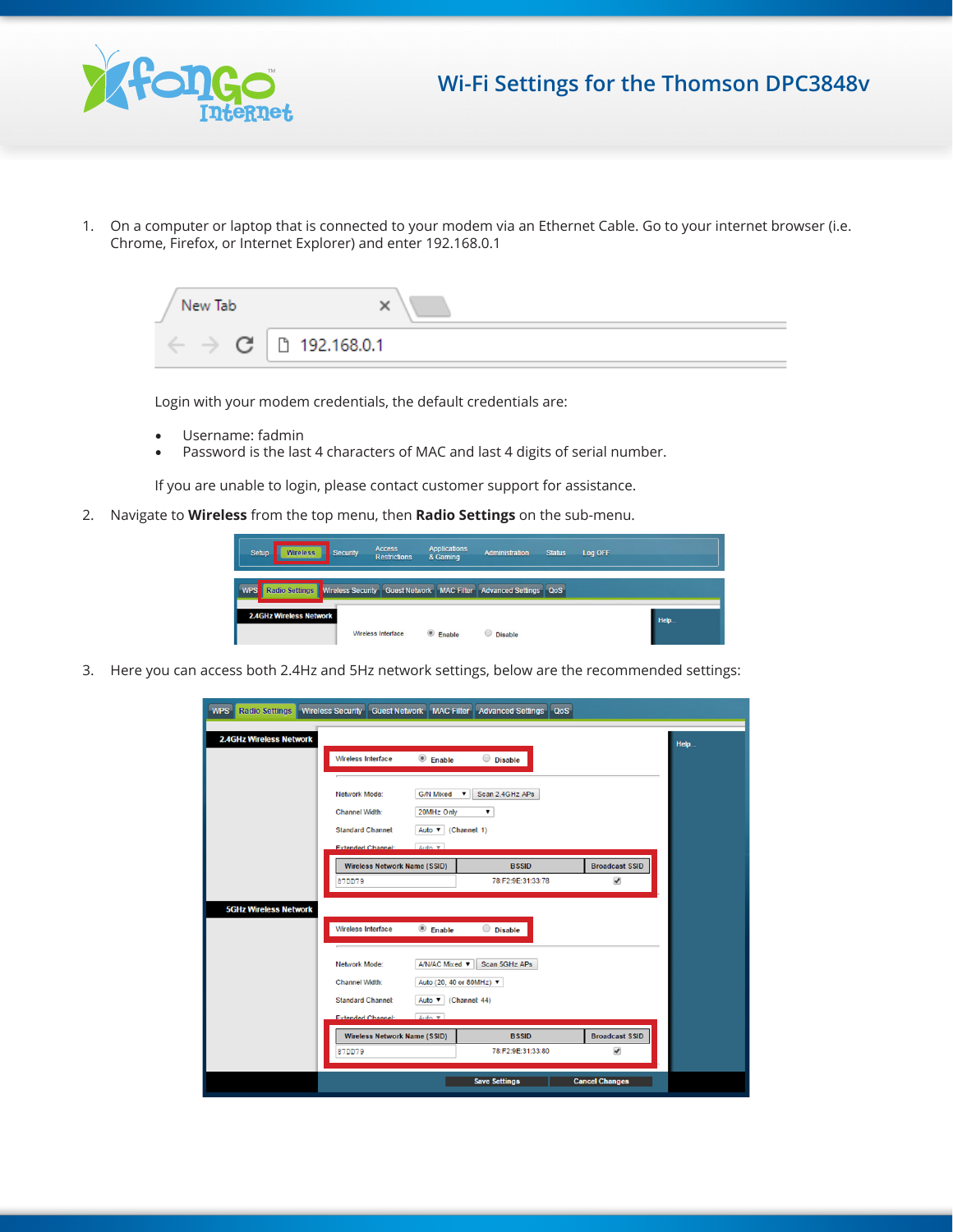# Wi-Fi Settings for the Thomson DPC3848v

1. On a computer or laptop that is connected to your modem via an Ethernet Cable. Go to your internet browser (i.e. Chrome, Firefox, or Internet Explorer) and enter 192.168.0.1

   Login with your modem credentials, the default credentials are:

   - Username: fadmin
   - Password is the last 4 characters of MAC and last 4 digits of serial number.

   If you are unable to login, please contact customer support for assistance.

2. Navigate to **Wireless** from the top menu, then **Radio Settings** on the sub-menu.

3. Here you can access both 2.4Hz and 5Hz network settings, below are the recommended settings: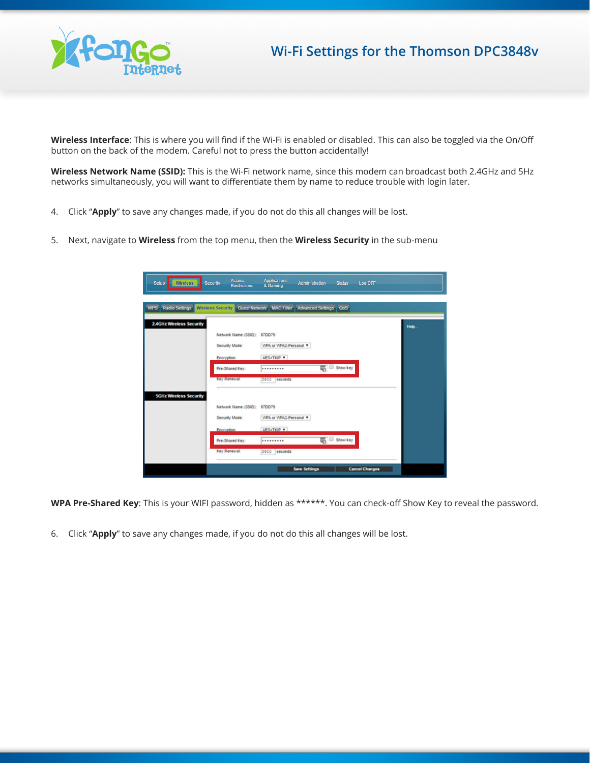**Wireless Interface**: This is where you will find if the Wi-Fi is enabled or disabled. This can also be toggled via the On/Off button on the back of the modem. Careful not to press the button accidentally!

**Wireless Network Name (SSID):** This is the Wi-Fi network name, since this modem can broadcast both 2.4GHz and 5Hz networks simultaneously, you will want to differentiate them by name to reduce trouble with login later.

4. Click "**Apply**" to save any changes made, if you do not do this all changes will be lost.

5. Next, navigate to **Wireless** from the top menu, then the **Wireless Security** in the sub-menu

**WPA Pre-Shared Key**: This is your WIFI password, hidden as ******. You can check-off Show Key to reveal the password.

6. Click "**Apply**" to save any changes made, if you do not do this all changes will be lost.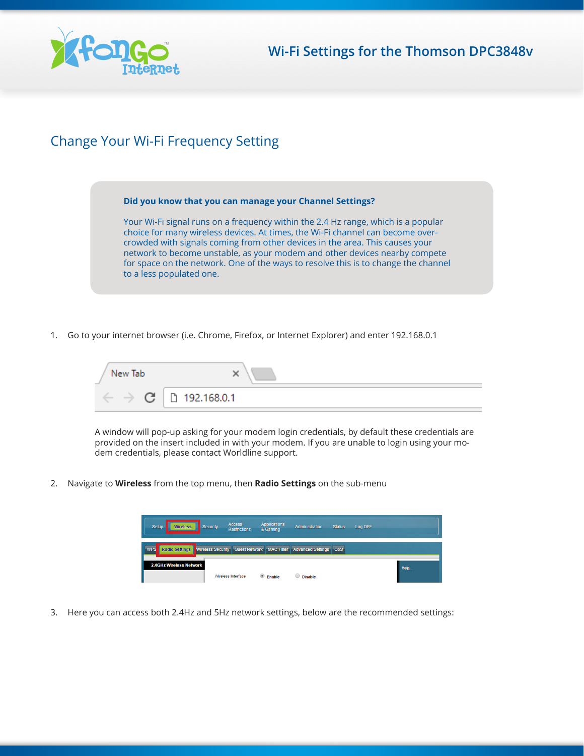## Change Your Wi-Fi Frequency Setting

**Did you know that you can manage your Channel Settings?**

Your Wi-Fi signal runs on a frequency within the 2.4 Hz range, which is a popular choice for many wireless devices. At times, the Wi-Fi channel can become over-crowded with signals coming from other devices in the area. This causes your network to become unstable, as your modem and other devices nearby compete for space on the network. One of the ways to resolve this is to change the channel to a less populated one.

1. Go to your internet browser (i.e. Chrome, Firefox, or Internet Explorer) and enter 192.168.0.1

   A window will pop-up asking for your modem login credentials, by default these credentials are provided on the insert included in with your modem. If you are unable to login using your modem credentials, please contact Worldline support.

2. Navigate to **Wireless** from the top menu, then **Radio Settings** on the sub-menu

3. Here you can access both 2.4Hz and 5Hz network settings, below are the recommended settings: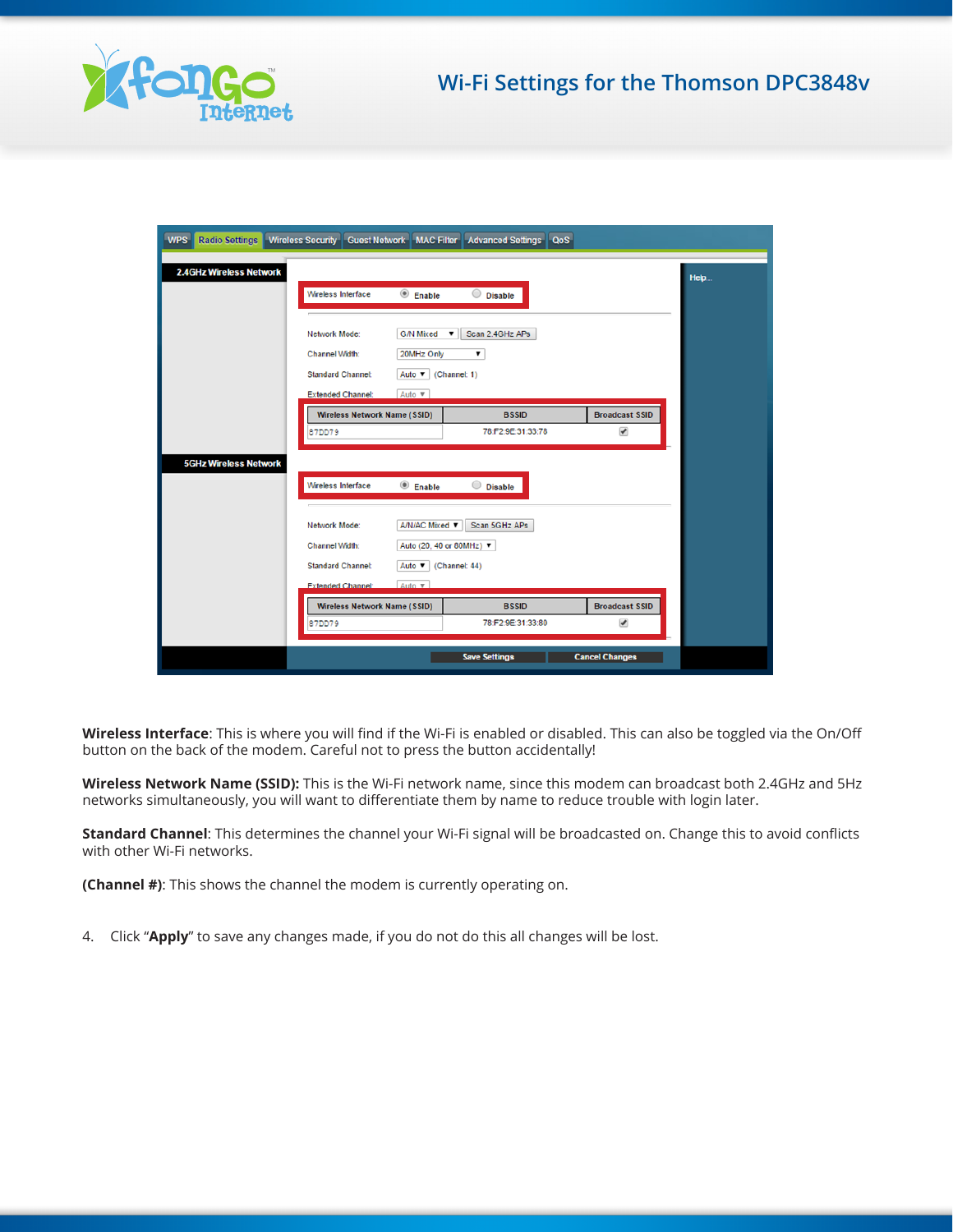# Wi-Fi Settings for the Thomson DPC3848v

**Wireless Interface**: This is where you will find if the Wi-Fi is enabled or disabled. This can also be toggled via the On/Off button on the back of the modem. Careful not to press the button accidentally!

**Wireless Network Name (SSID):** This is the Wi-Fi network name, since this modem can broadcast both 2.4GHz and 5Hz networks simultaneously, you will want to differentiate them by name to reduce trouble with login later.

**Standard Channel**: This determines the channel your Wi-Fi signal will be broadcasted on. Change this to avoid conflicts with other Wi-Fi networks.

**(Channel #)**: This shows the channel the modem is currently operating on.

4. Click "**Apply**" to save any changes made, if you do not do this all changes will be lost.